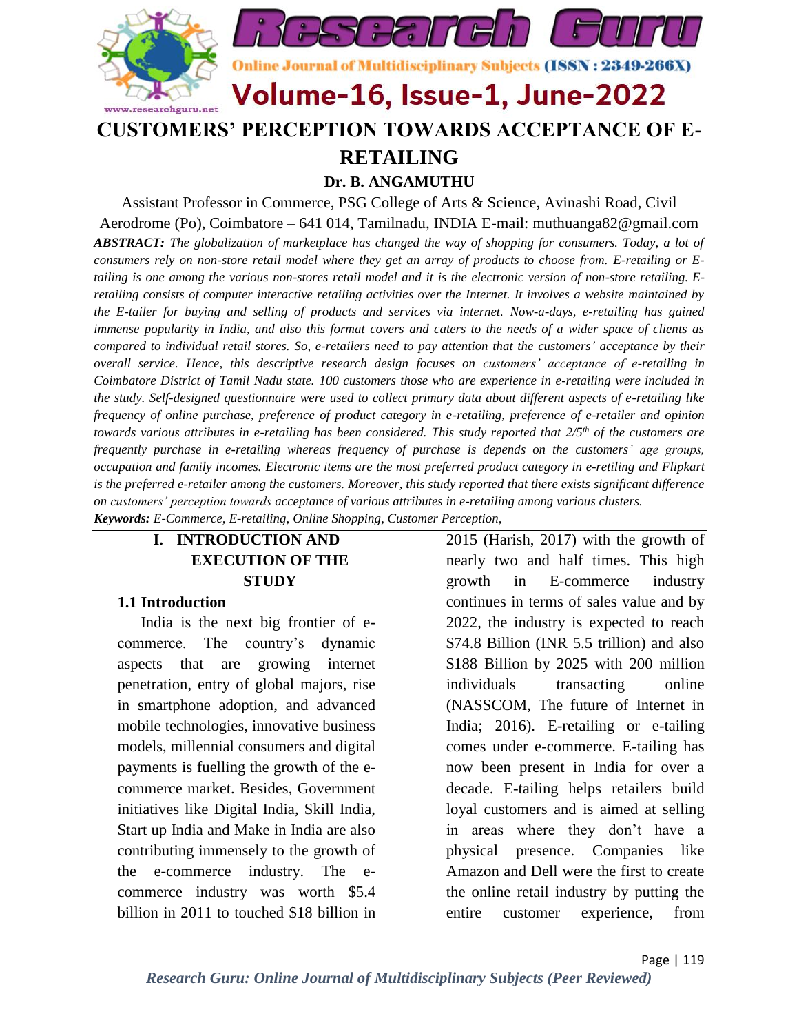# CUSTOMERS' PERCEPTION TOWARDS ACCEPTANCE OF E-RETAILING

**Dr. B. ANGAMUTHU**

Assistant Professor in Commerce, PSG College of Arts & Science, Avinashi Road, Civil Aerodrome (Po), Coimbatore – 641 014, Tamilnadu, INDIA E-mail: muthuanga82@gmail.com

***ABSTRACT:*** *The globalization of marketplace has changed the way of shopping for consumers. Today, a lot of consumers rely on non-store retail model where they get an array of products to choose from. E-retailing or E-tailing is one among the various non-stores retail model and it is the electronic version of non-store retailing. E-retailing consists of computer interactive retailing activities over the Internet. It involves a website maintained by the E-tailer for buying and selling of products and services via internet. Now-a-days, e-retailing has gained immense popularity in India, and also this format covers and caters to the needs of a wider space of clients as compared to individual retail stores. So, e-retailers need to pay attention that the customers' acceptance by their overall service. Hence, this descriptive research design focuses on customers' acceptance of e-retailing in Coimbatore District of Tamil Nadu state. 100 customers those who are experience in e-retailing were included in the study. Self-designed questionnaire were used to collect primary data about different aspects of e-retailing like frequency of online purchase, preference of product category in e-retailing, preference of e-retailer and opinion towards various attributes in e-retailing has been considered. This study reported that 2/5$^{th}$ of the customers are frequently purchase in e-retailing whereas frequency of purchase is depends on the customers' age groups, occupation and family incomes. Electronic items are the most preferred product category in e-retiling and Flipkart is the preferred e-retailer among the customers. Moreover, this study reported that there exists significant difference on customers' perception towards acceptance of various attributes in e-retailing among various clusters.*

***Keywords:*** *E-Commerce, E-retailing, Online Shopping, Customer Perception,*

## I. INTRODUCTION AND EXECUTION OF THE STUDY

### 1.1 Introduction

India is the next big frontier of e-commerce. The country's dynamic aspects that are growing internet penetration, entry of global majors, rise in smartphone adoption, and advanced mobile technologies, innovative business models, millennial consumers and digital payments is fuelling the growth of the e-commerce market. Besides, Government initiatives like Digital India, Skill India, Start up India and Make in India are also contributing immensely to the growth of the e-commerce industry. The e-commerce industry was worth $5.4 billion in 2011 to touched $18 billion in 2015 (Harish, 2017) with the growth of nearly two and half times. This high growth in E-commerce industry continues in terms of sales value and by 2022, the industry is expected to reach $74.8 Billion (INR 5.5 trillion) and also $188 Billion by 2025 with 200 million individuals transacting online (NASSCOM, The future of Internet in India; 2016). E-retailing or e-tailing comes under e-commerce. E-tailing has now been present in India for over a decade. E-tailing helps retailers build loyal customers and is aimed at selling in areas where they don't have a physical presence. Companies like Amazon and Dell were the first to create the online retail industry by putting the entire customer experience, from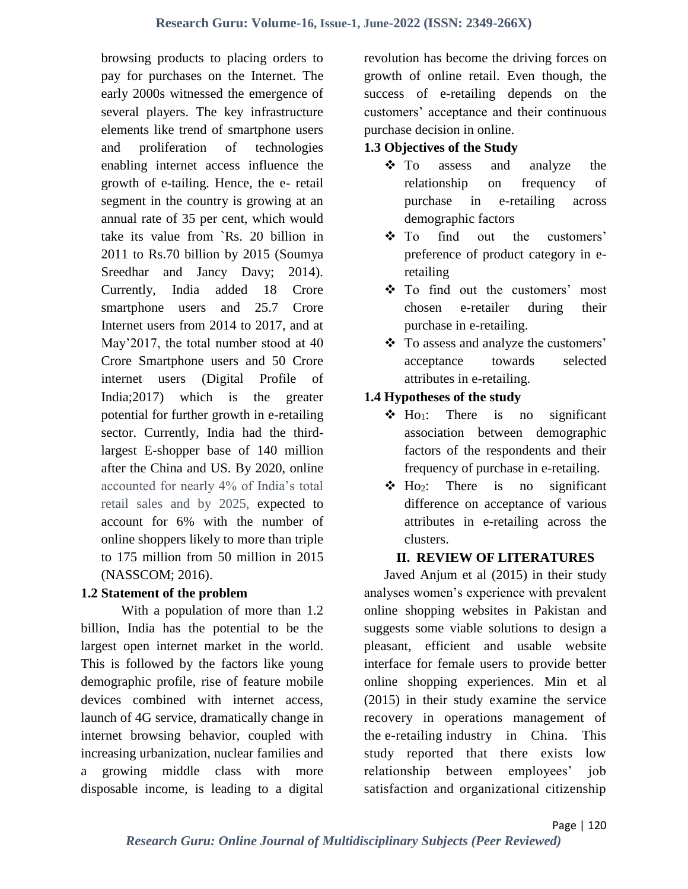browsing products to placing orders to pay for purchases on the Internet. The early 2000s witnessed the emergence of several players. The key infrastructure elements like trend of smartphone users and proliferation of technologies enabling internet access influence the growth of e-tailing. Hence, the e- retail segment in the country is growing at an annual rate of 35 per cent, which would take its value from `Rs. 20 billion in 2011 to Rs.70 billion by 2015 (Soumya Sreedhar and Jancy Davy; 2014). Currently, India added 18 Crore smartphone users and 25.7 Crore Internet users from 2014 to 2017, and at May'2017, the total number stood at 40 Crore Smartphone users and 50 Crore internet users (Digital Profile of India;2017) which is the greater potential for further growth in e-retailing sector. Currently, India had the third-largest E-shopper base of 140 million after the China and US. By 2020, online accounted for nearly 4% of India's total retail sales and by 2025, expected to account for 6% with the number of online shoppers likely to more than triple to 175 million from 50 million in 2015 (NASSCOM; 2016).

### 1.2 Statement of the problem

With a population of more than 1.2 billion, India has the potential to be the largest open internet market in the world. This is followed by the factors like young demographic profile, rise of feature mobile devices combined with internet access, launch of 4G service, dramatically change in internet browsing behavior, coupled with increasing urbanization, nuclear families and a growing middle class with more disposable income, is leading to a digital revolution has become the driving forces on growth of online retail. Even though, the success of e-retailing depends on the customers' acceptance and their continuous purchase decision in online.

### 1.3 Objectives of the Study

- To assess and analyze the relationship on frequency of purchase in e-retailing across demographic factors
- To find out the customers' preference of product category in e-retailing
- To find out the customers' most chosen e-retailer during their purchase in e-retailing.
- To assess and analyze the customers' acceptance towards selected attributes in e-retailing.

### 1.4 Hypotheses of the study

- $Ho_1$: There is no significant association between demographic factors of the respondents and their frequency of purchase in e-retailing.
- $Ho_2$: There is no significant difference on acceptance of various attributes in e-retailing across the clusters.

## II. REVIEW OF LITERATURES

Javed Anjum et al (2015) in their study analyses women's experience with prevalent online shopping websites in Pakistan and suggests some viable solutions to design a pleasant, efficient and usable website interface for female users to provide better online shopping experiences. Min et al (2015) in their study examine the service recovery in operations management of the e-retailing industry in China. This study reported that there exists low relationship between employees' job satisfaction and organizational citizenship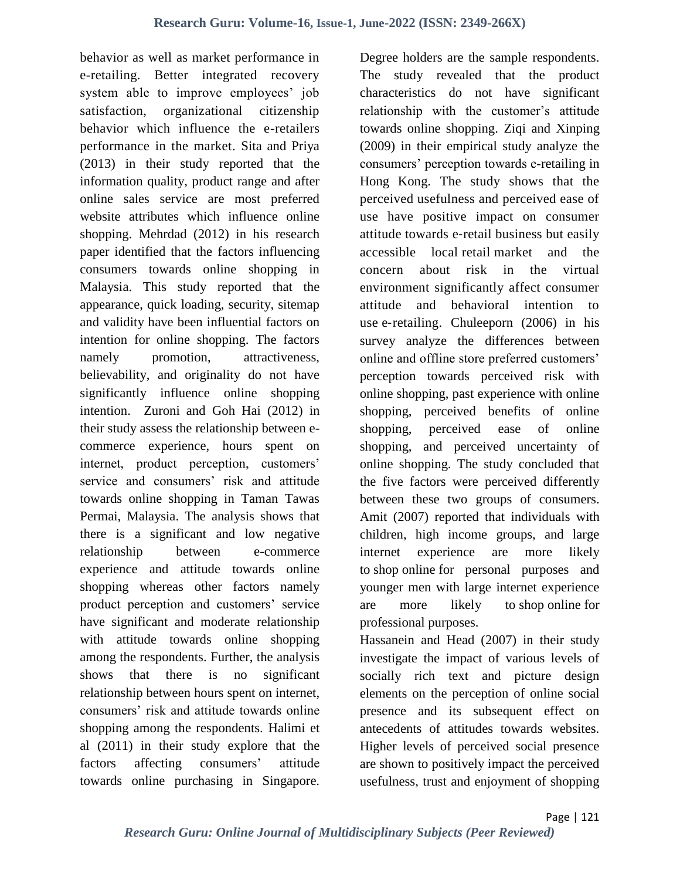behavior as well as market performance in e-retailing. Better integrated recovery system able to improve employees' job satisfaction, organizational citizenship behavior which influence the e-retailers performance in the market. Sita and Priya (2013) in their study reported that the information quality, product range and after online sales service are most preferred website attributes which influence online shopping. Mehrdad (2012) in his research paper identified that the factors influencing consumers towards online shopping in Malaysia. This study reported that the appearance, quick loading, security, sitemap and validity have been influential factors on intention for online shopping. The factors namely promotion, attractiveness, believability, and originality do not have significantly influence online shopping intention. Zuroni and Goh Hai (2012) in their study assess the relationship between e-commerce experience, hours spent on internet, product perception, customers' service and consumers' risk and attitude towards online shopping in Taman Tawas Permai, Malaysia. The analysis shows that there is a significant and low negative relationship between e-commerce experience and attitude towards online shopping whereas other factors namely product perception and customers' service have significant and moderate relationship with attitude towards online shopping among the respondents. Further, the analysis shows that there is no significant relationship between hours spent on internet, consumers' risk and attitude towards online shopping among the respondents. Halimi et al (2011) in their study explore that the factors affecting consumers' attitude towards online purchasing in Singapore. Degree holders are the sample respondents. The study revealed that the product characteristics do not have significant relationship with the customer's attitude towards online shopping. Ziqi and Xinping (2009) in their empirical study analyze the consumers' perception towards e-retailing in Hong Kong. The study shows that the perceived usefulness and perceived ease of use have positive impact on consumer attitude towards e-retail business but easily accessible local retail market and the concern about risk in the virtual environment significantly affect consumer attitude and behavioral intention to use e-retailing. Chuleeporn (2006) in his survey analyze the differences between online and offline store preferred customers' perception towards perceived risk with online shopping, past experience with online shopping, perceived benefits of online shopping, perceived ease of online shopping, and perceived uncertainty of online shopping. The study concluded that the five factors were perceived differently between these two groups of consumers. Amit (2007) reported that individuals with children, high income groups, and large internet experience are more likely to shop online for personal purposes and younger men with large internet experience are more likely to shop online for professional purposes.

Hassanein and Head (2007) in their study investigate the impact of various levels of socially rich text and picture design elements on the perception of online social presence and its subsequent effect on antecedents of attitudes towards websites. Higher levels of perceived social presence are shown to positively impact the perceived usefulness, trust and enjoyment of shopping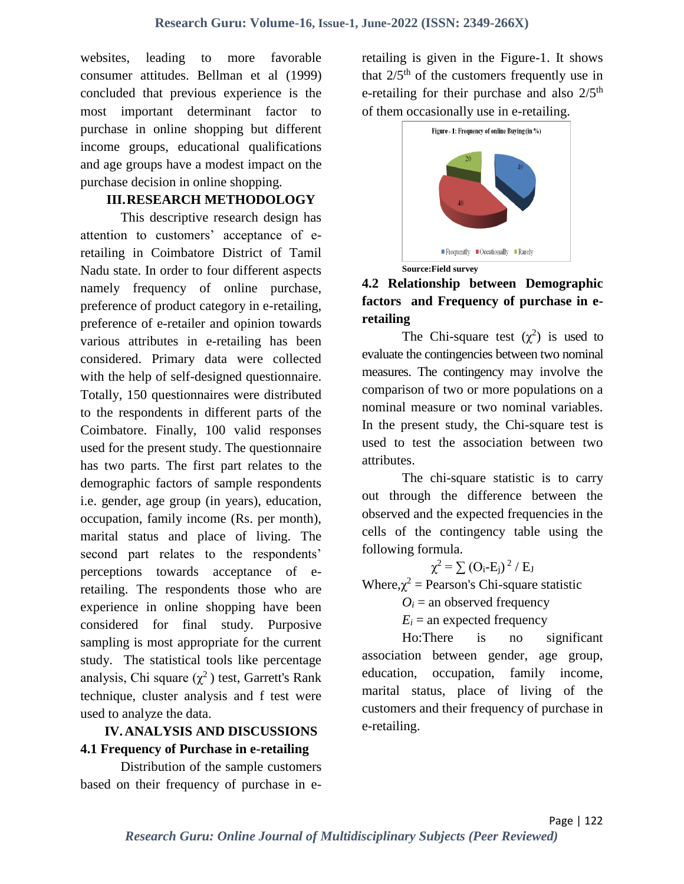websites, leading to more favorable consumer attitudes. Bellman et al (1999) concluded that previous experience is the most important determinant factor to purchase in online shopping but different income groups, educational qualifications and age groups have a modest impact on the purchase decision in online shopping.

## III. RESEARCH METHODOLOGY

This descriptive research design has attention to customers' acceptance of e-retailing in Coimbatore District of Tamil Nadu state. In order to four different aspects namely frequency of online purchase, preference of product category in e-retailing, preference of e-retailer and opinion towards various attributes in e-retailing has been considered. Primary data were collected with the help of self-designed questionnaire. Totally, 150 questionnaires were distributed to the respondents in different parts of the Coimbatore. Finally, 100 valid responses used for the present study. The questionnaire has two parts. The first part relates to the demographic factors of sample respondents i.e. gender, age group (in years), education, occupation, family income (Rs. per month), marital status and place of living. The second part relates to the respondents' perceptions towards acceptance of e-retailing. The respondents those who are experience in online shopping have been considered for final study. Purposive sampling is most appropriate for the current study. The statistical tools like percentage analysis, Chi square ($\chi^2$) test, Garrett's Rank technique, cluster analysis and f test were used to analyze the data.

## IV. ANALYSIS AND DISCUSSIONS

### 4.1 Frequency of Purchase in e-retailing

Distribution of the sample customers based on their frequency of purchase in e-retailing is given in the Figure-1. It shows that 2/5th of the customers frequently use in e-retailing for their purchase and also 2/5th of them occasionally use in e-retailing.

Figure - 1: Frequency of online Buying (in %)

| Frequently | Occasionally | Rarely |
|---|---|---|
| 40 | 40 | 20 |

**Source:Field survey**

### 4.2 Relationship between Demographic factors and Frequency of purchase in e-retailing

The Chi-square test ($\chi^2$) is used to evaluate the contingencies between two nominal measures. The contingency may involve the comparison of two or more populations on a nominal measure or two nominal variables. In the present study, the Chi-square test is used to test the association between two attributes.

The chi-square statistic is to carry out through the difference between the observed and the expected frequencies in the cells of the contingency table using the following formula.

$$\chi^2 = \sum (O_i - E_j)^2 / E_J$$

Where, $\chi^2$ = Pearson's Chi-square statistic

$O_i$ = an observed frequency

$E_i$ = an expected frequency

Ho: There is no significant association between gender, age group, education, occupation, family income, marital status, place of living of the customers and their frequency of purchase in e-retailing.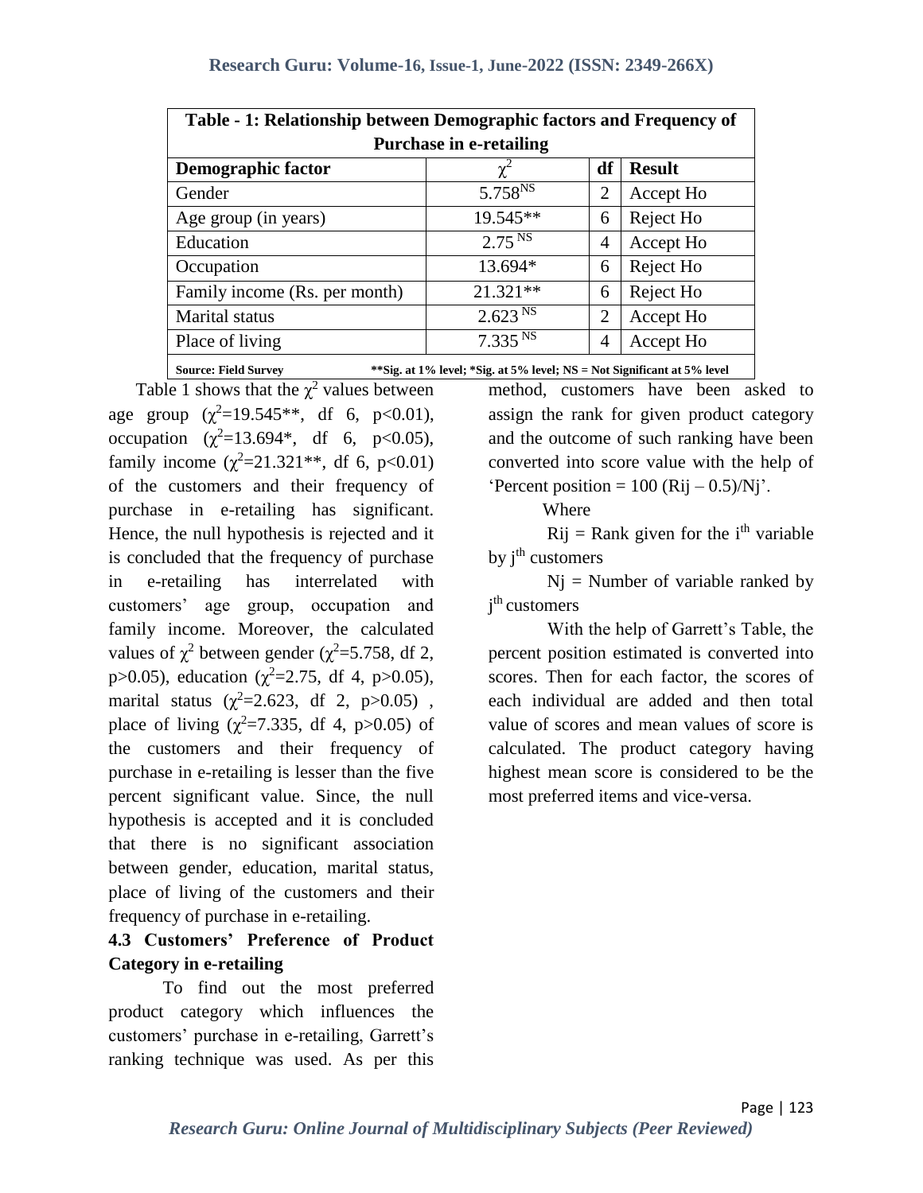| **Table - 1: Relationship between Demographic factors and Frequency of Purchase in e-retailing** | | | |
|---|---|---|---|
| **Demographic factor** | $\chi^2$ | **df** | **Result** |
| Gender | $5.758^{NS}$ | 2 | Accept Ho |
| Age group (in years) | 19.545** | 6 | Reject Ho |
| Education | $2.75^{NS}$ | 4 | Accept Ho |
| Occupation | 13.694* | 6 | Reject Ho |
| Family income (Rs. per month) | 21.321** | 6 | Reject Ho |
| Marital status | $2.623^{NS}$ | 2 | Accept Ho |
| Place of living | $7.335^{NS}$ | 4 | Accept Ho |

**Source: Field Survey** **Sig. at 1% level; *Sig. at 5% level; NS = Not Significant at 5% level

Table 1 shows that the $\chi^2$ values between age group ($\chi^2$=19.545**, df 6, $p<0.01$), occupation ($\chi^2$=13.694*, df 6, $p<0.05$), family income ($\chi^2$=21.321**, df 6, $p<0.01$) of the customers and their frequency of purchase in e-retailing has significant. Hence, the null hypothesis is rejected and it is concluded that the frequency of purchase in e-retailing has interrelated with customers' age group, occupation and family income. Moreover, the calculated values of $\chi^2$ between gender ($\chi^2$=5.758, df 2, $p>0.05$), education ($\chi^2$=2.75, df 4, $p>0.05$), marital status ($\chi^2$=2.623, df 2, $p>0.05$) , place of living ($\chi^2$=7.335, df 4, $p>0.05$) of the customers and their frequency of purchase in e-retailing is lesser than the five percent significant value. Since, the null hypothesis is accepted and it is concluded that there is no significant association between gender, education, marital status, place of living of the customers and their frequency of purchase in e-retailing.

### 4.3 Customers' Preference of Product Category in e-retailing

To find out the most preferred product category which influences the customers' purchase in e-retailing, Garrett's ranking technique was used. As per this method, customers have been asked to assign the rank for given product category and the outcome of such ranking have been converted into score value with the help of 'Percent position = $100 (R_{ij} – 0.5)/N_j$'.

Where

$R_{ij}$ = Rank given for the $i^{th}$ variable by $j^{th}$ customers

$N_j$ = Number of variable ranked by $j^{th}$ customers

With the help of Garrett's Table, the percent position estimated is converted into scores. Then for each factor, the scores of each individual are added and then total value of scores and mean values of score is calculated. The product category having highest mean score is considered to be the most preferred items and vice-versa.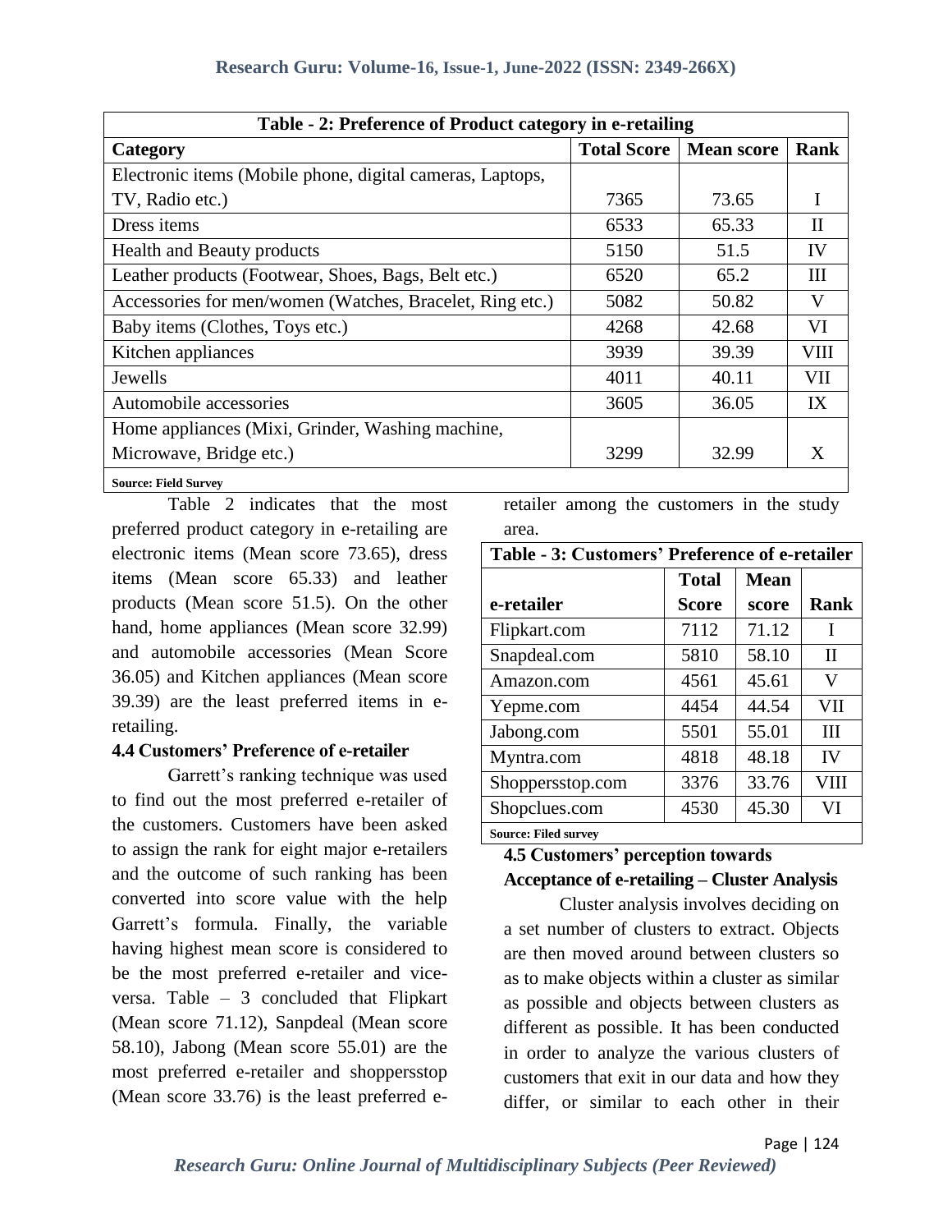| Table - 2: Preference of Product category in e-retailing | | | |
|---|---|---|---|
| **Category** | **Total Score** | **Mean score** | **Rank** |
| Electronic items (Mobile phone, digital cameras, Laptops, TV, Radio etc.) | 7365 | 73.65 | I |
| Dress items | 6533 | 65.33 | II |
| Health and Beauty products | 5150 | 51.5 | IV |
| Leather products (Footwear, Shoes, Bags, Belt etc.) | 6520 | 65.2 | III |
| Accessories for men/women (Watches, Bracelet, Ring etc.) | 5082 | 50.82 | V |
| Baby items (Clothes, Toys etc.) | 4268 | 42.68 | VI |
| Kitchen appliances | 3939 | 39.39 | VIII |
| Jewells | 4011 | 40.11 | VII |
| Automobile accessories | 3605 | 36.05 | IX |
| Home appliances (Mixi, Grinder, Washing machine, Microwave, Bridge etc.) | 3299 | 32.99 | X |

**Source: Field Survey**

Table 2 indicates that the most preferred product category in e-retailing are electronic items (Mean score 73.65), dress items (Mean score 65.33) and leather products (Mean score 51.5). On the other hand, home appliances (Mean score 32.99) and automobile accessories (Mean Score 36.05) and Kitchen appliances (Mean score 39.39) are the least preferred items in e-retailing.

**4.4 Customers' Preference of e-retailer**

Garrett's ranking technique was used to find out the most preferred e-retailer of the customers. Customers have been asked to assign the rank for eight major e-retailers and the outcome of such ranking has been converted into score value with the help Garrett's formula. Finally, the variable having highest mean score is considered to be the most preferred e-retailer and vice-versa. Table – 3 concluded that Flipkart (Mean score 71.12), Sanpdeal (Mean score 58.10), Jabong (Mean score 55.01) are the most preferred e-retailer and shoppersstop (Mean score 33.76) is the least preferred e-retailer among the customers in the study area.

| Table - 3: Customers' Preference of e-retailer | | | |
|---|---|---|---|
| **e-retailer** | **Total Score** | **Mean score** | **Rank** |
| Flipkart.com | 7112 | 71.12 | I |
| Snapdeal.com | 5810 | 58.10 | II |
| Amazon.com | 4561 | 45.61 | V |
| Yepme.com | 4454 | 44.54 | VII |
| Jabong.com | 5501 | 55.01 | III |
| Myntra.com | 4818 | 48.18 | IV |
| Shoppersstop.com | 3376 | 33.76 | VIII |
| Shopclues.com | 4530 | 45.30 | VI |

**Source: Filed survey**

**4.5 Customers' perception towards Acceptance of e-retailing – Cluster Analysis**

Cluster analysis involves deciding on a set number of clusters to extract. Objects are then moved around between clusters so as to make objects within a cluster as similar as possible and objects between clusters as different as possible. It has been conducted in order to analyze the various clusters of customers that exit in our data and how they differ, or similar to each other in their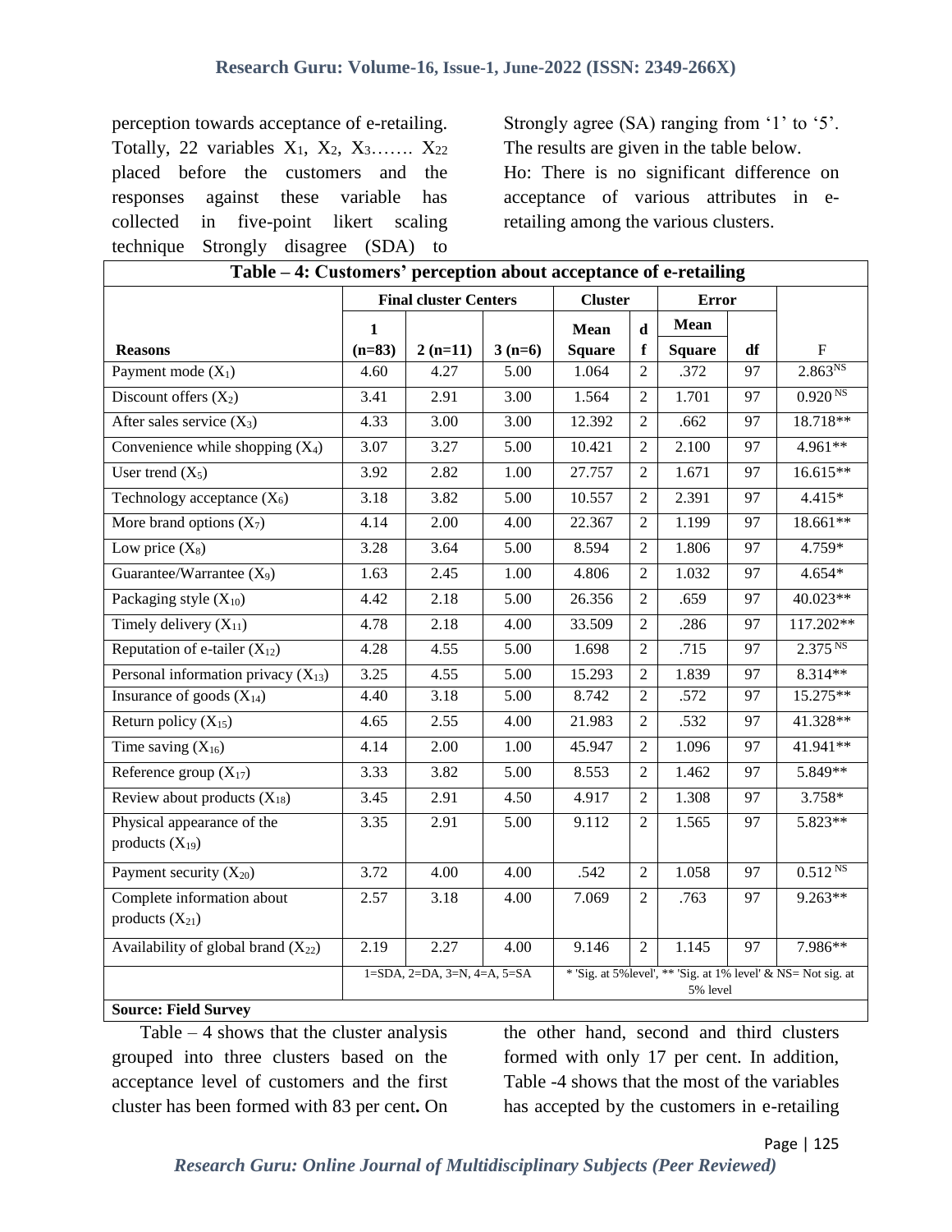perception towards acceptance of e-retailing. Totally, 22 variables $X_1$, $X_2$, $X_3$……. $X_{22}$ placed before the customers and the responses against these variable has collected in five-point likert scaling technique Strongly disagree (SDA) to Strongly agree (SA) ranging from '1' to '5'. The results are given in the table below.

Ho: There is no significant difference on acceptance of various attributes in e-retailing among the various clusters.

**Table – 4: Customers' perception about acceptance of e-retailing**

| Reasons | Final cluster Centers | | | Cluster | | Error | | F |
|---|---|---|---|---|---|---|---|---|
| | 1 (n=83) | 2 (n=11) | 3 (n=6) | Mean Square | df | Mean Square | df | |
| Payment mode ($X_1$) | 4.60 | 4.27 | 5.00 | 1.064 | 2 | .372 | 97 | 2.863$^{NS}$ |
| Discount offers ($X_2$) | 3.41 | 2.91 | 3.00 | 1.564 | 2 | 1.701 | 97 | 0.920$^{NS}$ |
| After sales service ($X_3$) | 4.33 | 3.00 | 3.00 | 12.392 | 2 | .662 | 97 | 18.718** |
| Convenience while shopping ($X_4$) | 3.07 | 3.27 | 5.00 | 10.421 | 2 | 2.100 | 97 | 4.961** |
| User trend ($X_5$) | 3.92 | 2.82 | 1.00 | 27.757 | 2 | 1.671 | 97 | 16.615** |
| Technology acceptance ($X_6$) | 3.18 | 3.82 | 5.00 | 10.557 | 2 | 2.391 | 97 | 4.415* |
| More brand options ($X_7$) | 4.14 | 2.00 | 4.00 | 22.367 | 2 | 1.199 | 97 | 18.661** |
| Low price ($X_8$) | 3.28 | 3.64 | 5.00 | 8.594 | 2 | 1.806 | 97 | 4.759* |
| Guarantee/Warrantee ($X_9$) | 1.63 | 2.45 | 1.00 | 4.806 | 2 | 1.032 | 97 | 4.654* |
| Packaging style ($X_{10}$) | 4.42 | 2.18 | 5.00 | 26.356 | 2 | .659 | 97 | 40.023** |
| Timely delivery ($X_{11}$) | 4.78 | 2.18 | 4.00 | 33.509 | 2 | .286 | 97 | 117.202** |
| Reputation of e-tailer ($X_{12}$) | 4.28 | 4.55 | 5.00 | 1.698 | 2 | .715 | 97 | 2.375$^{NS}$ |
| Personal information privacy ($X_{13}$) | 3.25 | 4.55 | 5.00 | 15.293 | 2 | 1.839 | 97 | 8.314** |
| Insurance of goods ($X_{14}$) | 4.40 | 3.18 | 5.00 | 8.742 | 2 | .572 | 97 | 15.275** |
| Return policy ($X_{15}$) | 4.65 | 2.55 | 4.00 | 21.983 | 2 | .532 | 97 | 41.328** |
| Time saving ($X_{16}$) | 4.14 | 2.00 | 1.00 | 45.947 | 2 | 1.096 | 97 | 41.941** |
| Reference group ($X_{17}$) | 3.33 | 3.82 | 5.00 | 8.553 | 2 | 1.462 | 97 | 5.849** |
| Review about products ($X_{18}$) | 3.45 | 2.91 | 4.50 | 4.917 | 2 | 1.308 | 97 | 3.758* |
| Physical appearance of the products ($X_{19}$) | 3.35 | 2.91 | 5.00 | 9.112 | 2 | 1.565 | 97 | 5.823** |
| Payment security ($X_{20}$) | 3.72 | 4.00 | 4.00 | .542 | 2 | 1.058 | 97 | 0.512$^{NS}$ |
| Complete information about products ($X_{21}$) | 2.57 | 3.18 | 4.00 | 7.069 | 2 | .763 | 97 | 9.263** |
| Availability of global brand ($X_{22}$) | 2.19 | 2.27 | 4.00 | 9.146 | 2 | 1.145 | 97 | 7.986** |
| | 1=SDA, 2=DA, 3=N, 4=A, 5=SA | | | * 'Sig. at 5%level', ** 'Sig. at 1% level' & NS= Not sig. at 5% level | | | | |

**Source: Field Survey**

Table – 4 shows that the cluster analysis grouped into three clusters based on the acceptance level of customers and the first cluster has been formed with 83 per cent**.** On the other hand, second and third clusters formed with only 17 per cent. In addition, Table -4 shows that the most of the variables has accepted by the customers in e-retailing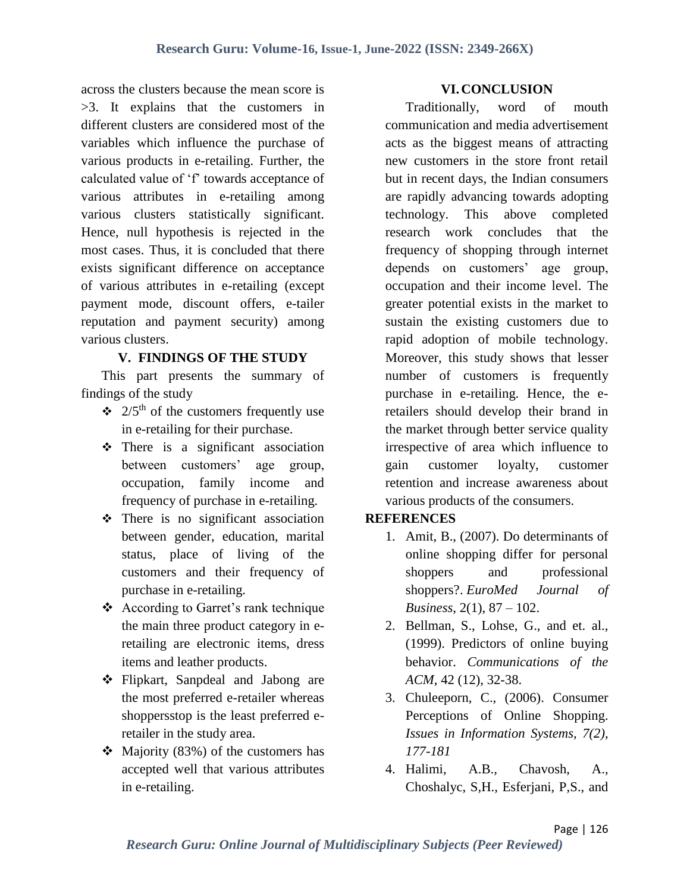across the clusters because the mean score is >3. It explains that the customers in different clusters are considered most of the variables which influence the purchase of various products in e-retailing. Further, the calculated value of 'f' towards acceptance of various attributes in e-retailing among various clusters statistically significant. Hence, null hypothesis is rejected in the most cases. Thus, it is concluded that there exists significant difference on acceptance of various attributes in e-retailing (except payment mode, discount offers, e-tailer reputation and payment security) among various clusters.

## V. FINDINGS OF THE STUDY

This part presents the summary of findings of the study

- $2/5^{th}$ of the customers frequently use in e-retailing for their purchase.
- There is a significant association between customers' age group, occupation, family income and frequency of purchase in e-retailing.
- There is no significant association between gender, education, marital status, place of living of the customers and their frequency of purchase in e-retailing.
- According to Garret's rank technique the main three product category in e-retailing are electronic items, dress items and leather products.
- Flipkart, Sanpdeal and Jabong are the most preferred e-retailer whereas shoppersstop is the least preferred e-retailer in the study area.
- Majority (83%) of the customers has accepted well that various attributes in e-retailing.

## VI. CONCLUSION

Traditionally, word of mouth communication and media advertisement acts as the biggest means of attracting new customers in the store front retail but in recent days, the Indian consumers are rapidly advancing towards adopting technology. This above completed research work concludes that the frequency of shopping through internet depends on customers' age group, occupation and their income level. The greater potential exists in the market to sustain the existing customers due to rapid adoption of mobile technology. Moreover, this study shows that lesser number of customers is frequently purchase in e-retailing. Hence, the e-retailers should develop their brand in the market through better service quality irrespective of area which influence to gain customer loyalty, customer retention and increase awareness about various products of the consumers.

## REFERENCES

1. Amit, B., (2007). Do determinants of online shopping differ for personal shoppers and professional shoppers?. *EuroMed Journal of Business*, 2(1), 87 – 102.
2. Bellman, S., Lohse, G., and et. al., (1999). Predictors of online buying behavior. *Communications of the ACM*, 42 (12), 32-38.
3. Chuleeporn, C., (2006). Consumer Perceptions of Online Shopping. *Issues in Information Systems, 7(2), 177-181*
4. Halimi, A.B., Chavosh, A., Choshalyc, S,H., Esferjani, P,S., and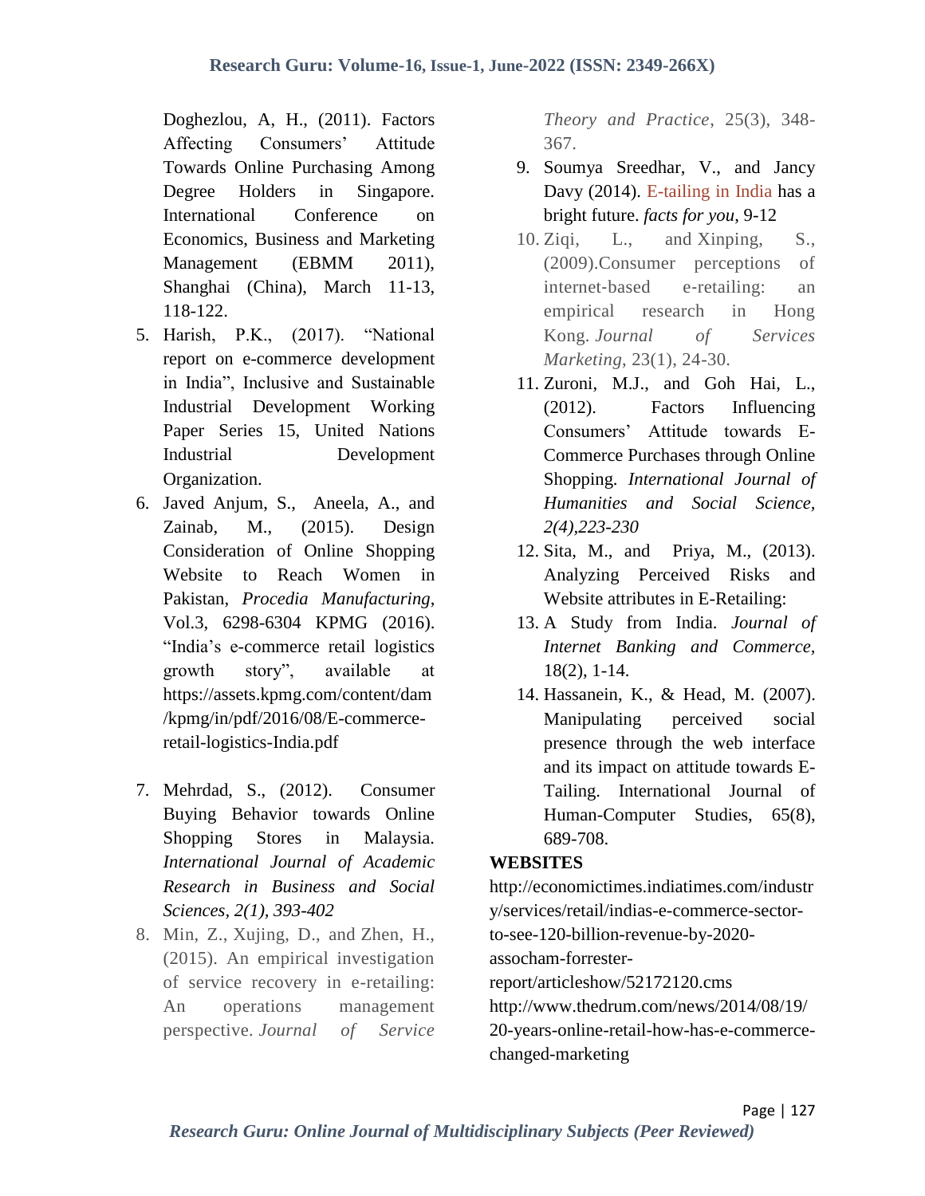Doghezlou, A, H., (2011). Factors Affecting Consumers' Attitude Towards Online Purchasing Among Degree Holders in Singapore. International Conference on Economics, Business and Marketing Management (EBMM 2011), Shanghai (China), March 11-13, 118-122.

5. Harish, P.K., (2017). "National report on e-commerce development in India", Inclusive and Sustainable Industrial Development Working Paper Series 15, United Nations Industrial Development Organization.
6. Javed Anjum, S., Aneela, A., and Zainab, M., (2015). Design Consideration of Online Shopping Website to Reach Women in Pakistan, *Procedia Manufacturing*, Vol.3, 6298-6304 KPMG (2016). "India's e-commerce retail logistics growth story", available at https://assets.kpmg.com/content/dam/kpmg/in/pdf/2016/08/E-commerce-retail-logistics-India.pdf
7. Mehrdad, S., (2012). Consumer Buying Behavior towards Online Shopping Stores in Malaysia. *International Journal of Academic Research in Business and Social Sciences, 2(1), 393-402*
8. Min, Z., Xujing, D., and Zhen, H., (2015). An empirical investigation of service recovery in e-retailing: An operations management perspective. *Journal of Service Theory and Practice*, 25(3), 348-367.
9. Soumya Sreedhar, V., and Jancy Davy (2014). E-tailing in India has a bright future. *facts for you*, 9-12
10. Ziqi, L., and Xinping, S., (2009).Consumer perceptions of internet-based e-retailing: an empirical research in Hong Kong. *Journal of Services Marketing*, 23(1), 24-30.
11. Zuroni, M.J., and Goh Hai, L., (2012). Factors Influencing Consumers' Attitude towards E-Commerce Purchases through Online Shopping. *International Journal of Humanities and Social Science, 2(4),223-230*
12. Sita, M., and Priya, M., (2013). Analyzing Perceived Risks and Website attributes in E-Retailing:
13. A Study from India. *Journal of Internet Banking and Commerce,* 18(2), 1-14.
14. Hassanein, K., & Head, M. (2007). Manipulating perceived social presence through the web interface and its impact on attitude towards E-Tailing. International Journal of Human-Computer Studies, 65(8), 689-708.

**WEBSITES**

http://economictimes.indiatimes.com/industry/services/retail/indias-e-commerce-sector-to-see-120-billion-revenue-by-2020-assocham-forrester-report/articleshow/52172120.cms

http://www.thedrum.com/news/2014/08/19/20-years-online-retail-how-has-e-commerce-changed-marketing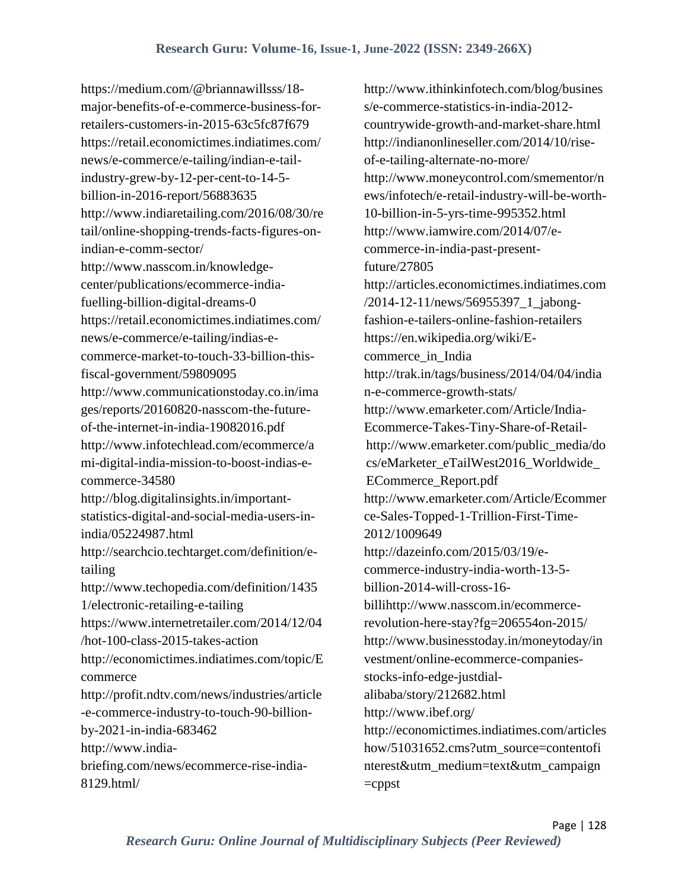https://medium.com/@briannawillsss/18-major-benefits-of-e-commerce-business-for-retailers-customers-in-2015-63c5fc87f679

https://retail.economictimes.indiatimes.com/news/e-commerce/e-tailing/indian-e-tail-industry-grew-by-12-per-cent-to-14-5-billion-in-2016-report/56883635

http://www.indiaretailing.com/2016/08/30/retail/online-shopping-trends-facts-figures-on-indian-e-comm-sector/

http://www.nasscom.in/knowledge-center/publications/ecommerce-india-fuelling-billion-digital-dreams-0

https://retail.economictimes.indiatimes.com/news/e-commerce/e-tailing/indias-e-commerce-market-to-touch-33-billion-this-fiscal-government/59809095

http://www.communicationstoday.co.in/images/reports/20160820-nasscom-the-future-of-the-internet-in-india-19082016.pdf

http://www.infotechlead.com/ecommerce/ami-digital-india-mission-to-boost-indias-e-commerce-34580

http://blog.digitalinsights.in/important-statistics-digital-and-social-media-users-in-india/05224987.html

http://searchcio.techtarget.com/definition/e-tailing

http://www.techopedia.com/definition/14351/electronic-retailing-e-tailing

https://www.internetretailer.com/2014/12/04/hot-100-class-2015-takes-action

http://economictimes.indiatimes.com/topic/Ecommerce

http://profit.ndtv.com/news/industries/article-e-commerce-industry-to-touch-90-billion-by-2021-in-india-683462

http://www.india-briefing.com/news/ecommerce-rise-india-8129.html/

http://www.ithinkinfotech.com/blog/business/e-commerce-statistics-in-india-2012-countrywide-growth-and-market-share.html

http://indianonlineseller.com/2014/10/rise-of-e-tailing-alternate-no-more/

http://www.moneycontrol.com/smementor/news/infotech/e-retail-industry-will-be-worth-10-billion-in-5-yrs-time-995352.html

http://www.iamwire.com/2014/07/e-commerce-in-india-past-present-future/27805

http://articles.economictimes.indiatimes.com/2014-12-11/news/56955397_1_jabong-fashion-e-tailers-online-fashion-retailers

https://en.wikipedia.org/wiki/E-commerce_in_India

http://trak.in/tags/business/2014/04/04/indian-e-commerce-growth-stats/

http://www.emarketer.com/Article/India-Ecommerce-Takes-Tiny-Share-of-Retail-

http://www.emarketer.com/public_media/docs/eMarketer_eTailWest2016_Worldwide_ECommerce_Report.pdf

http://www.emarketer.com/Article/Ecommerce-Sales-Topped-1-Trillion-First-Time-2012/1009649

http://dazeinfo.com/2015/03/19/e-commerce-industry-india-worth-13-5-billion-2014-will-cross-16-billihttp://www.nasscom.in/ecommerce-revolution-here-stay?fg=206554on-2015/

http://www.businesstoday.in/moneytoday/investment/online-ecommerce-companies-stocks-info-edge-justdial-alibaba/story/212682.html

http://www.ibef.org/

http://economictimes.indiatimes.com/articleshow/51031652.cms?utm_source=contentofinterest&utm_medium=text&utm_campaign=cppst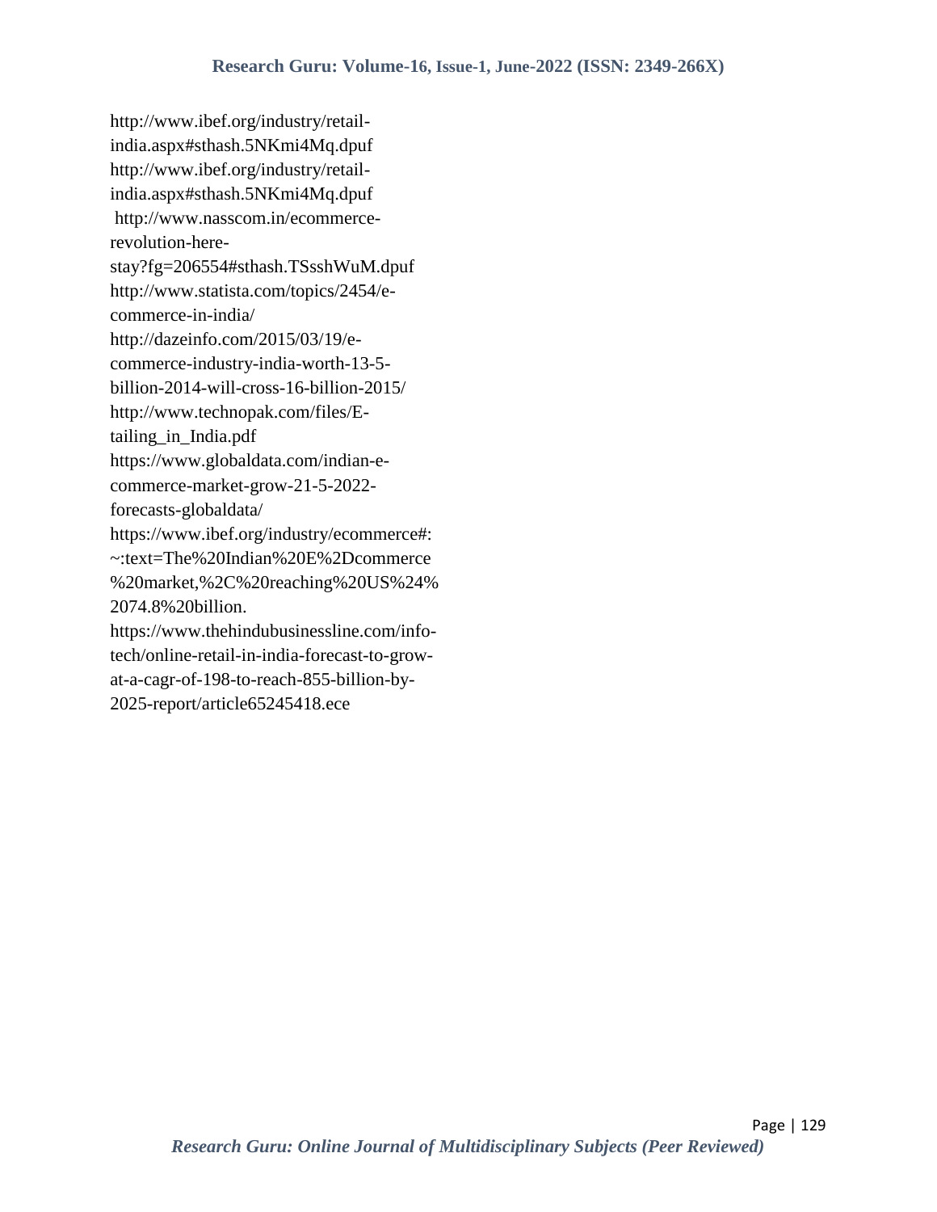http://www.ibef.org/industry/retail-india.aspx#sthash.5NKmi4Mq.dpuf

http://www.ibef.org/industry/retail-india.aspx#sthash.5NKmi4Mq.dpuf

http://www.nasscom.in/ecommerce-revolution-here-stay?fg=206554#sthash.TSsshWuM.dpuf

http://www.statista.com/topics/2454/e-commerce-in-india/

http://dazeinfo.com/2015/03/19/e-commerce-industry-india-worth-13-5-billion-2014-will-cross-16-billion-2015/

http://www.technopak.com/files/E-tailing_in_India.pdf

https://www.globaldata.com/indian-e-commerce-market-grow-21-5-2022-forecasts-globaldata/

https://www.ibef.org/industry/ecommerce#:~:text=The%20Indian%20E%2Dcommerce%20market,%2C%20reaching%20US%24%2074.8%20billion.

https://www.thehindubusinessline.com/info-tech/online-retail-in-india-forecast-to-grow-at-a-cagr-of-198-to-reach-855-billion-by-2025-report/article65245418.ece